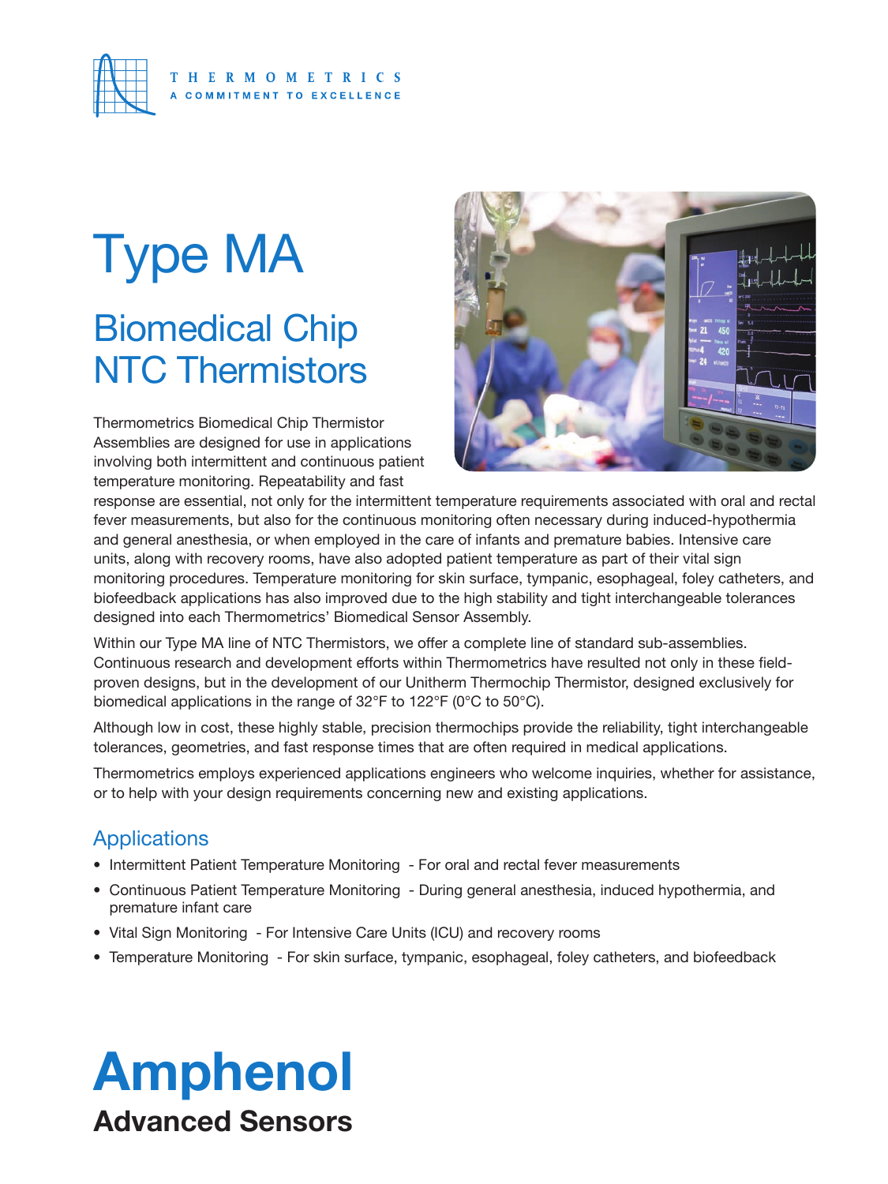THERMOMETRICS

A COMMITMENT TO EXCELLENCE

# Type MA

## Biomedical Chip NTC Thermistors

Thermometrics Biomedical Chip Thermistor Assemblies are designed for use in applications involving both intermittent and continuous patient temperature monitoring. Repeatability and fast response are essential, not only for the intermittent temperature requirements associated with oral and rectal fever measurements, but also for the continuous monitoring often necessary during induced-hypothermia and general anesthesia, or when employed in the care of infants and premature babies. Intensive care units, along with recovery rooms, have also adopted patient temperature as part of their vital sign monitoring procedures. Temperature monitoring for skin surface, tympanic, esophageal, foley catheters, and biofeedback applications has also improved due to the high stability and tight interchangeable tolerances designed into each Thermometrics' Biomedical Sensor Assembly.

Within our Type MA line of NTC Thermistors, we offer a complete line of standard sub-assemblies. Continuous research and development efforts within Thermometrics have resulted not only in these field-proven designs, but in the development of our Unitherm Thermochip Thermistor, designed exclusively for biomedical applications in the range of 32°F to 122°F (0°C to 50°C).

Although low in cost, these highly stable, precision thermochips provide the reliability, tight interchangeable tolerances, geometries, and fast response times that are often required in medical applications.

Thermometrics employs experienced applications engineers who welcome inquiries, whether for assistance, or to help with your design requirements concerning new and existing applications.

### Applications

- Intermittent Patient Temperature Monitoring - For oral and rectal fever measurements
- Continuous Patient Temperature Monitoring - During general anesthesia, induced hypothermia, and premature infant care
- Vital Sign Monitoring - For Intensive Care Units (ICU) and recovery rooms
- Temperature Monitoring - For skin surface, tympanic, esophageal, foley catheters, and biofeedback

**Amphenol**

**Advanced Sensors**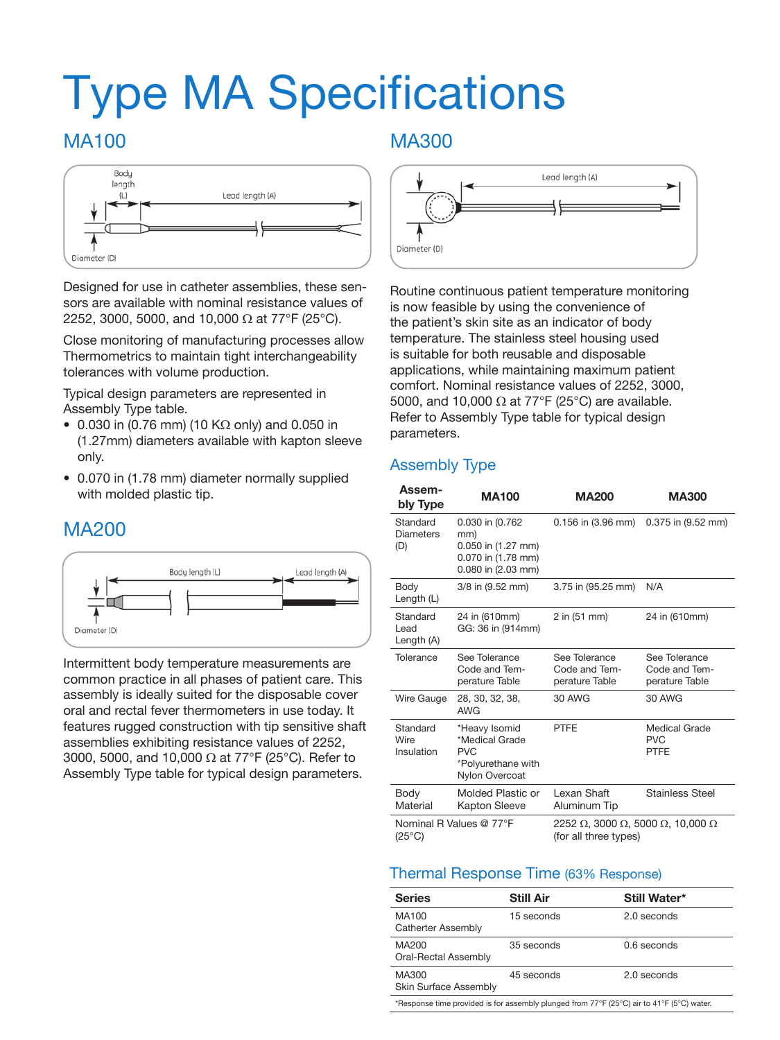# Type MA Specifications

## MA100

Designed for use in catheter assemblies, these sensors are available with nominal resistance values of 2252, 3000, 5000, and 10,000 Ω at 77°F (25°C).

Close monitoring of manufacturing processes allow Thermometrics to maintain tight interchangeability tolerances with volume production.

Typical design parameters are represented in Assembly Type table.

- 0.030 in (0.76 mm) (10 KΩ only) and 0.050 in (1.27mm) diameters available with kapton sleeve only.
- 0.070 in (1.78 mm) diameter normally supplied with molded plastic tip.

## MA200

Intermittent body temperature measurements are common practice in all phases of patient care. This assembly is ideally suited for the disposable cover oral and rectal fever thermometers in use today. It features rugged construction with tip sensitive shaft assemblies exhibiting resistance values of 2252, 3000, 5000, and 10,000 Ω at 77°F (25°C). Refer to Assembly Type table for typical design parameters.

## MA300

Routine continuous patient temperature monitoring is now feasible by using the convenience of the patient's skin site as an indicator of body temperature. The stainless steel housing used is suitable for both reusable and disposable applications, while maintaining maximum patient comfort. Nominal resistance values of 2252, 3000, 5000, and 10,000 Ω at 77°F (25°C) are available. Refer to Assembly Type table for typical design parameters.

### Assembly Type

| Assembly Type | MA100 | MA200 | MA300 |
|---|---|---|---|
| Standard Diameters (D) | 0.030 in (0.762 mm)<br>0.050 in (1.27 mm)<br>0.070 in (1.78 mm)<br>0.080 in (2.03 mm) | 0.156 in (3.96 mm) | 0.375 in (9.52 mm) |
| Body Length (L) | 3/8 in (9.52 mm) | 3.75 in (95.25 mm) | N/A |
| Standard Lead Length (A) | 24 in (610mm)<br>GG: 36 in (914mm) | 2 in (51 mm) | 24 in (610mm) |
| Tolerance | See Tolerance Code and Temperature Table | See Tolerance Code and Temperature Table | See Tolerance Code and Temperature Table |
| Wire Gauge | 28, 30, 32, 38, AWG | 30 AWG | 30 AWG |
| Standard Wire Insulation | *Heavy Isomid<br>*Medical Grade PVC<br>*Polyurethane with Nylon Overcoat | PTFE | Medical Grade PVC<br>PTFE |
| Body Material | Molded Plastic or Kapton Sleeve | Lexan Shaft Aluminum Tip | Stainless Steel |
| Nominal R Values @ 77°F (25°C) | | 2252 Ω, 3000 Ω, 5000 Ω, 10,000 Ω (for all three types) | |

### Thermal Response Time (63% Response)

| Series | Still Air | Still Water* |
|---|---|---|
| MA100<br>Catherter Assembly | 15 seconds | 2.0 seconds |
| MA200<br>Oral-Rectal Assembly | 35 seconds | 0.6 seconds |
| MA300<br>Skin Surface Assembly | 45 seconds | 2.0 seconds |

*Response time provided is for assembly plunged from 77°F (25°C) air to 41°F (5°C) water.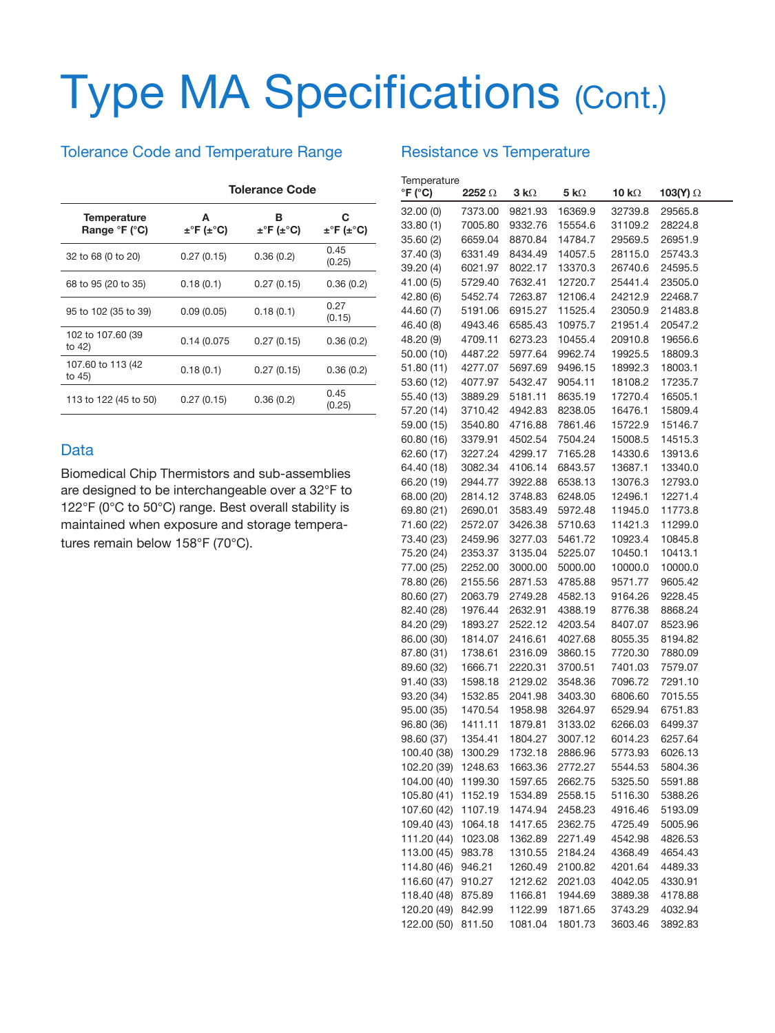# Type MA Specifications (Cont.)

## Tolerance Code and Temperature Range

| Temperature Range °F (°C) | Tolerance Code A ±°F (±°C) | B ±°F (±°C) | C ±°F (±°C) |
|---|---|---|---|
| 32 to 68 (0 to 20) | 0.27 (0.15) | 0.36 (0.2) | 0.45 (0.25) |
| 68 to 95 (20 to 35) | 0.18 (0.1) | 0.27 (0.15) | 0.36 (0.2) |
| 95 to 102 (35 to 39) | 0.09 (0.05) | 0.18 (0.1) | 0.27 (0.15) |
| 102 to 107.60 (39 to 42) | 0.14 (0.075 | 0.27 (0.15) | 0.36 (0.2) |
| 107.60 to 113 (42 to 45) | 0.18 (0.1) | 0.27 (0.15) | 0.36 (0.2) |
| 113 to 122 (45 to 50) | 0.27 (0.15) | 0.36 (0.2) | 0.45 (0.25) |

## Data

Biomedical Chip Thermistors and sub-assemblies are designed to be interchangeable over a 32°F to 122°F (0°C to 50°C) range. Best overall stability is maintained when exposure and storage temperatures remain below 158°F (70°C).

## Resistance vs Temperature

| Temperature °F (°C) | 2252 Ω | 3 kΩ | 5 kΩ | 10 kΩ | 103(Y) Ω |
|---|---|---|---|---|---|
| 32.00 (0) | 7373.00 | 9821.93 | 16369.9 | 32739.8 | 29565.8 |
| 33.80 (1) | 7005.80 | 9332.76 | 15554.6 | 31109.2 | 28224.8 |
| 35.60 (2) | 6659.04 | 8870.84 | 14784.7 | 29569.5 | 26951.9 |
| 37.40 (3) | 6331.49 | 8434.49 | 14057.5 | 28115.0 | 25743.3 |
| 39.20 (4) | 6021.97 | 8022.17 | 13370.3 | 26740.6 | 24595.5 |
| 41.00 (5) | 5729.40 | 7632.41 | 12720.7 | 25441.4 | 23505.0 |
| 42.80 (6) | 5452.74 | 7263.87 | 12106.4 | 24212.9 | 22468.7 |
| 44.60 (7) | 5191.06 | 6915.27 | 11525.4 | 23050.9 | 21483.8 |
| 46.40 (8) | 4943.46 | 6585.43 | 10975.7 | 21951.4 | 20547.2 |
| 48.20 (9) | 4709.11 | 6273.23 | 10455.4 | 20910.8 | 19656.6 |
| 50.00 (10) | 4487.22 | 5977.64 | 9962.74 | 19925.5 | 18809.3 |
| 51.80 (11) | 4277.07 | 5697.69 | 9496.15 | 18992.3 | 18003.1 |
| 53.60 (12) | 4077.97 | 5432.47 | 9054.11 | 18108.2 | 17235.7 |
| 55.40 (13) | 3889.29 | 5181.11 | 8635.19 | 17270.4 | 16505.1 |
| 57.20 (14) | 3710.42 | 4942.83 | 8238.05 | 16476.1 | 15809.4 |
| 59.00 (15) | 3540.80 | 4716.88 | 7861.46 | 15722.9 | 15146.7 |
| 60.80 (16) | 3379.91 | 4502.54 | 7504.24 | 15008.5 | 14515.3 |
| 62.60 (17) | 3227.24 | 4299.17 | 7165.28 | 14330.6 | 13913.6 |
| 64.40 (18) | 3082.34 | 4106.14 | 6843.57 | 13687.1 | 13340.0 |
| 66.20 (19) | 2944.77 | 3922.88 | 6538.13 | 13076.3 | 12793.0 |
| 68.00 (20) | 2814.12 | 3748.83 | 6248.05 | 12496.1 | 12271.4 |
| 69.80 (21) | 2690.01 | 3583.49 | 5972.48 | 11945.0 | 11773.8 |
| 71.60 (22) | 2572.07 | 3426.38 | 5710.63 | 11421.3 | 11299.0 |
| 73.40 (23) | 2459.96 | 3277.03 | 5461.72 | 10923.4 | 10845.8 |
| 75.20 (24) | 2353.37 | 3135.04 | 5225.07 | 10450.1 | 10413.1 |
| 77.00 (25) | 2252.00 | 3000.00 | 5000.00 | 10000.0 | 10000.0 |
| 78.80 (26) | 2155.56 | 2871.53 | 4785.88 | 9571.77 | 9605.42 |
| 80.60 (27) | 2063.79 | 2749.28 | 4582.13 | 9164.26 | 9228.45 |
| 82.40 (28) | 1976.44 | 2632.91 | 4388.19 | 8776.38 | 8868.24 |
| 84.20 (29) | 1893.27 | 2522.12 | 4203.54 | 8407.07 | 8523.96 |
| 86.00 (30) | 1814.07 | 2416.61 | 4027.68 | 8055.35 | 8194.82 |
| 87.80 (31) | 1738.61 | 2316.09 | 3860.15 | 7720.30 | 7880.09 |
| 89.60 (32) | 1666.71 | 2220.31 | 3700.51 | 7401.03 | 7579.07 |
| 91.40 (33) | 1598.18 | 2129.02 | 3548.36 | 7096.72 | 7291.10 |
| 93.20 (34) | 1532.85 | 2041.98 | 3403.30 | 6806.60 | 7015.55 |
| 95.00 (35) | 1470.54 | 1958.98 | 3264.97 | 6529.94 | 6751.83 |
| 96.80 (36) | 1411.11 | 1879.81 | 3133.02 | 6266.03 | 6499.37 |
| 98.60 (37) | 1354.41 | 1804.27 | 3007.12 | 6014.23 | 6257.64 |
| 100.40 (38) | 1300.29 | 1732.18 | 2886.96 | 5773.93 | 6026.13 |
| 102.20 (39) | 1248.63 | 1663.36 | 2772.27 | 5544.53 | 5804.36 |
| 104.00 (40) | 1199.30 | 1597.65 | 2662.75 | 5325.50 | 5591.88 |
| 105.80 (41) | 1152.19 | 1534.89 | 2558.15 | 5116.30 | 5388.26 |
| 107.60 (42) | 1107.19 | 1474.94 | 2458.23 | 4916.46 | 5193.09 |
| 109.40 (43) | 1064.18 | 1417.65 | 2362.75 | 4725.49 | 5005.96 |
| 111.20 (44) | 1023.08 | 1362.89 | 2271.49 | 4542.98 | 4826.53 |
| 113.00 (45) | 983.78 | 1310.55 | 2184.24 | 4368.49 | 4654.43 |
| 114.80 (46) | 946.21 | 1260.49 | 2100.82 | 4201.64 | 4489.33 |
| 116.60 (47) | 910.27 | 1212.62 | 2021.03 | 4042.05 | 4330.91 |
| 118.40 (48) | 875.89 | 1166.81 | 1944.69 | 3889.38 | 4178.88 |
| 120.20 (49) | 842.99 | 1122.99 | 1871.65 | 3743.29 | 4032.94 |
| 122.00 (50) | 811.50 | 1081.04 | 1801.73 | 3603.46 | 3892.83 |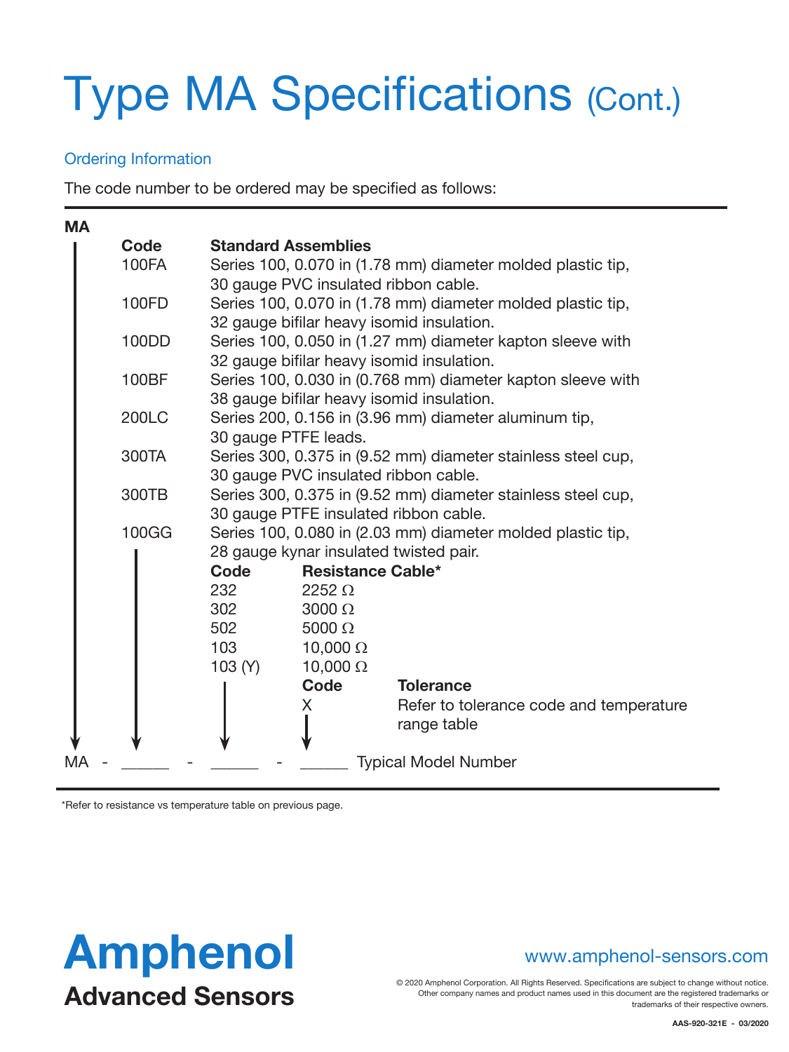# Type MA Specifications (Cont.)

## Ordering Information

The code number to be ordered may be specified as follows:

**MA**

| Code | Standard Assemblies |
|---|---|
| 100FA | Series 100, 0.070 in (1.78 mm) diameter molded plastic tip, 30 gauge PVC insulated ribbon cable. |
| 100FD | Series 100, 0.070 in (1.78 mm) diameter molded plastic tip, 32 gauge bifilar heavy isomid insulation. |
| 100DD | Series 100, 0.050 in (1.27 mm) diameter kapton sleeve with 32 gauge bifilar heavy isomid insulation. |
| 100BF | Series 100, 0.030 in (0.768 mm) diameter kapton sleeve with 38 gauge bifilar heavy isomid insulation. |
| 200LC | Series 200, 0.156 in (3.96 mm) diameter aluminum tip, 30 gauge PTFE leads. |
| 300TA | Series 300, 0.375 in (9.52 mm) diameter stainless steel cup, 30 gauge PVC insulated ribbon cable. |
| 300TB | Series 300, 0.375 in (9.52 mm) diameter stainless steel cup, 30 gauge PTFE insulated ribbon cable. |
| 100GG | Series 100, 0.080 in (2.03 mm) diameter molded plastic tip, 28 gauge kynar insulated twisted pair. |

| Code | Resistance Cable* |
|---|---|
| 232 | 2252 Ω |
| 302 | 3000 Ω |
| 502 | 5000 Ω |
| 103 | 10,000 Ω |
| 103 (Y) | 10,000 Ω |

| Code | Tolerance |
|---|---|
| X | Refer to tolerance code and temperature range table |

MA - _____ - _____ - _____ Typical Model Number

*Refer to resistance vs temperature table on previous page.

**Amphenol**
**Advanced Sensors**

www.amphenol-sensors.com

© 2020 Amphenol Corporation. All Rights Reserved. Specifications are subject to change without notice. Other company names and product names used in this document are the registered trademarks or trademarks of their respective owners.

AAS-920-321E - 03/2020